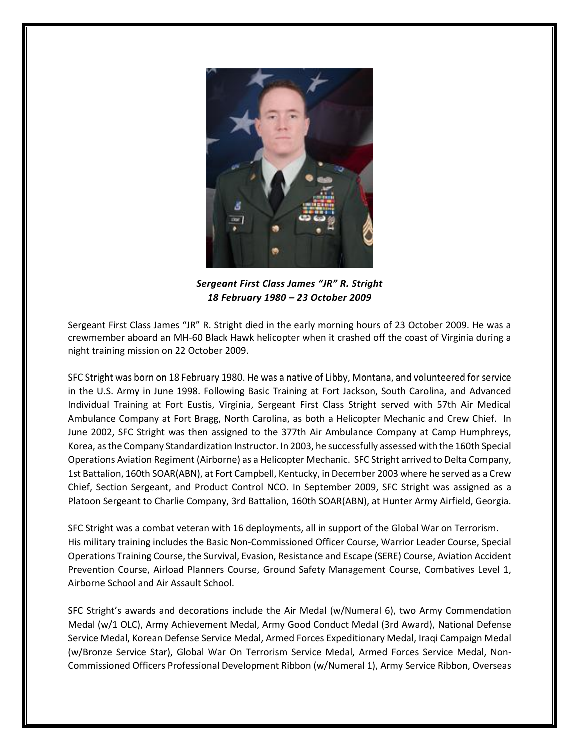***Sergeant First Class James "JR" R. Stright***
***18 February 1980 – 23 October 2009***

Sergeant First Class James "JR" R. Stright died in the early morning hours of 23 October 2009. He was a crewmember aboard an MH-60 Black Hawk helicopter when it crashed off the coast of Virginia during a night training mission on 22 October 2009.

SFC Stright was born on 18 February 1980. He was a native of Libby, Montana, and volunteered for service in the U.S. Army in June 1998. Following Basic Training at Fort Jackson, South Carolina, and Advanced Individual Training at Fort Eustis, Virginia, Sergeant First Class Stright served with 57th Air Medical Ambulance Company at Fort Bragg, North Carolina, as both a Helicopter Mechanic and Crew Chief. In June 2002, SFC Stright was then assigned to the 377th Air Ambulance Company at Camp Humphreys, Korea, as the Company Standardization Instructor. In 2003, he successfully assessed with the 160th Special Operations Aviation Regiment (Airborne) as a Helicopter Mechanic. SFC Stright arrived to Delta Company, 1st Battalion, 160th SOAR(ABN), at Fort Campbell, Kentucky, in December 2003 where he served as a Crew Chief, Section Sergeant, and Product Control NCO. In September 2009, SFC Stright was assigned as a Platoon Sergeant to Charlie Company, 3rd Battalion, 160th SOAR(ABN), at Hunter Army Airfield, Georgia.

SFC Stright was a combat veteran with 16 deployments, all in support of the Global War on Terrorism. His military training includes the Basic Non-Commissioned Officer Course, Warrior Leader Course, Special Operations Training Course, the Survival, Evasion, Resistance and Escape (SERE) Course, Aviation Accident Prevention Course, Airload Planners Course, Ground Safety Management Course, Combatives Level 1, Airborne School and Air Assault School.

SFC Stright's awards and decorations include the Air Medal (w/Numeral 6), two Army Commendation Medal (w/1 OLC), Army Achievement Medal, Army Good Conduct Medal (3rd Award), National Defense Service Medal, Korean Defense Service Medal, Armed Forces Expeditionary Medal, Iraqi Campaign Medal (w/Bronze Service Star), Global War On Terrorism Service Medal, Armed Forces Service Medal, Non-Commissioned Officers Professional Development Ribbon (w/Numeral 1), Army Service Ribbon, Overseas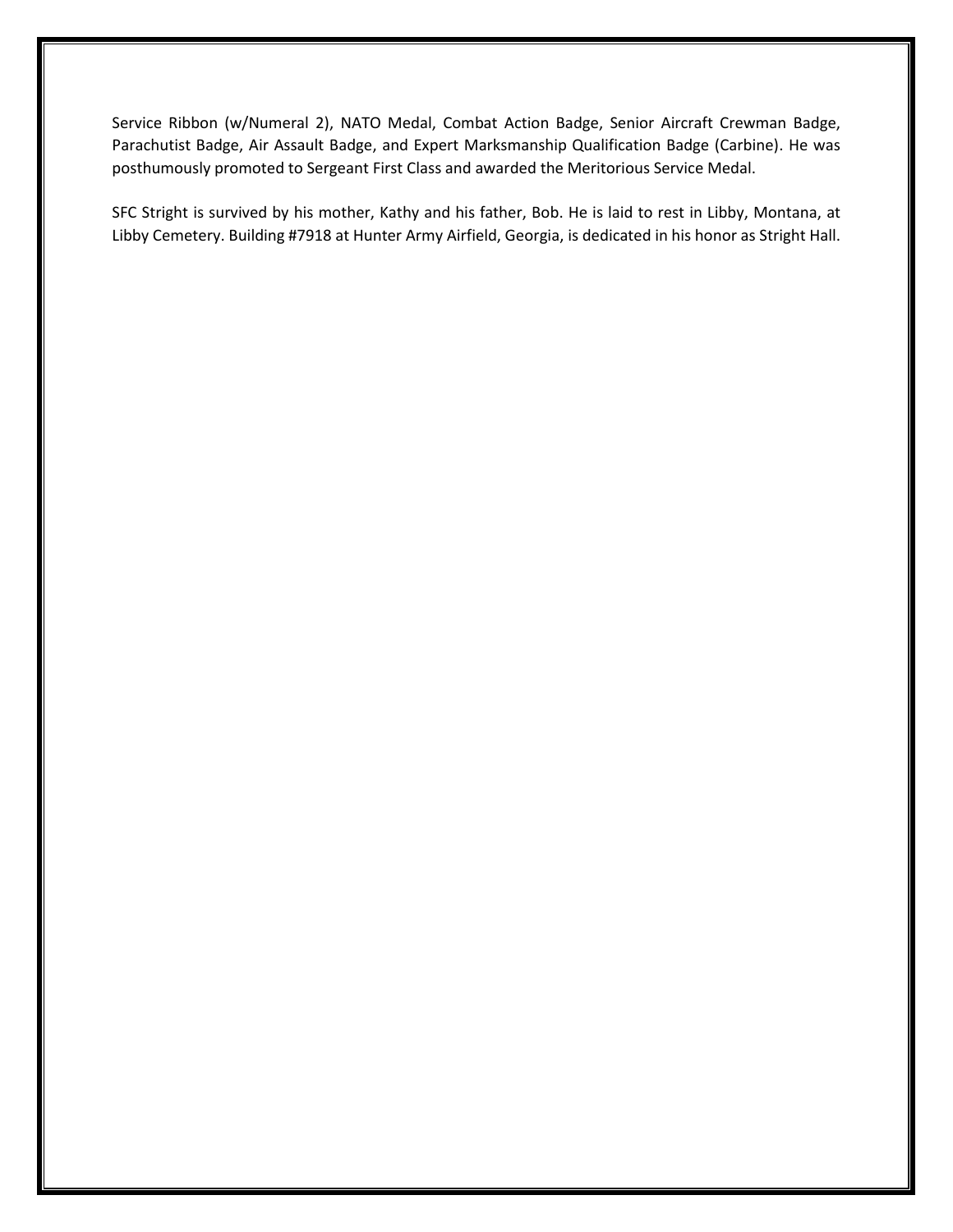Service Ribbon (w/Numeral 2), NATO Medal, Combat Action Badge, Senior Aircraft Crewman Badge, Parachutist Badge, Air Assault Badge, and Expert Marksmanship Qualification Badge (Carbine). He was posthumously promoted to Sergeant First Class and awarded the Meritorious Service Medal.

SFC Stright is survived by his mother, Kathy and his father, Bob. He is laid to rest in Libby, Montana, at Libby Cemetery. Building #7918 at Hunter Army Airfield, Georgia, is dedicated in his honor as Stright Hall.